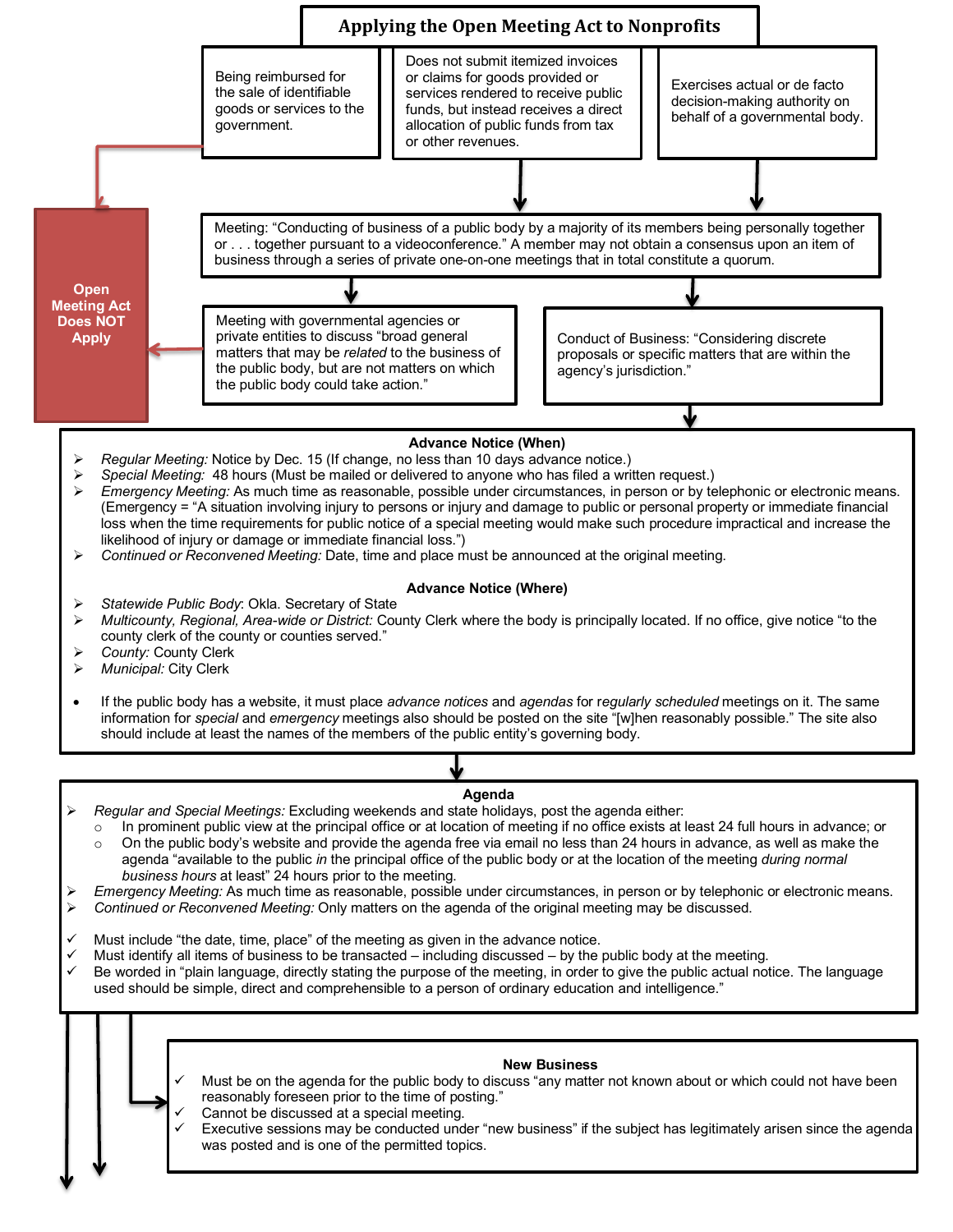# Applying the Open Meeting Act to Nonprofits

Being reimbursed for the sale of identifiable goods or services to the government.

Does not submit itemized invoices or claims for goods provided or services rendered to receive public funds, but instead receives a direct allocation of public funds from tax or other revenues.

Exercises actual or de facto decision-making authority on behalf of a governmental body.

**Open Meeting Act Does NOT Apply**

Meeting: "Conducting of business of a public body by a majority of its members being personally together or . . . together pursuant to a videoconference." A member may not obtain a consensus upon an item of business through a series of private one-on-one meetings that in total constitute a quorum.

Meeting with governmental agencies or private entities to discuss "broad general matters that may be *related* to the business of the public body, but are not matters on which the public body could take action."

Conduct of Business: "Considering discrete proposals or specific matters that are within the agency's jurisdiction."

## Advance Notice (When)

- *Regular Meeting:* Notice by Dec. 15 (If change, no less than 10 days advance notice.)
- *Special Meeting:* 48 hours (Must be mailed or delivered to anyone who has filed a written request.)
- *Emergency Meeting:* As much time as reasonable, possible under circumstances, in person or by telephonic or electronic means. (Emergency = "A situation involving injury to persons or injury and damage to public or personal property or immediate financial loss when the time requirements for public notice of a special meeting would make such procedure impractical and increase the likelihood of injury or damage or immediate financial loss.")
- *Continued or Reconvened Meeting:* Date, time and place must be announced at the original meeting.

## Advance Notice (Where)

- *Statewide Public Body*: Okla. Secretary of State
- *Multicounty, Regional, Area-wide or District:* County Clerk where the body is principally located. If no office, give notice "to the county clerk of the county or counties served."
- *County:* County Clerk
- *Municipal:* City Clerk

- If the public body has a website, it must place *advance notices* and *agendas* for r*egularly scheduled* meetings on it. The same information for *special* and *emergency* meetings also should be posted on the site "[w]hen reasonably possible." The site also should include at least the names of the members of the public entity's governing body.

## Agenda

- *Regular and Special Meetings:* Excluding weekends and state holidays, post the agenda either:
  - In prominent public view at the principal office or at location of meeting if no office exists at least 24 full hours in advance; or
  - On the public body's website and provide the agenda free via email no less than 24 hours in advance, as well as make the agenda "available to the public *in* the principal office of the public body or at the location of the meeting *during normal business hours* at least" 24 hours prior to the meeting.
- *Emergency Meeting:* As much time as reasonable, possible under circumstances, in person or by telephonic or electronic means.
- *Continued or Reconvened Meeting:* Only matters on the agenda of the original meeting may be discussed.

- ✓ Must include "the date, time, place" of the meeting as given in the advance notice.
- ✓ Must identify all items of business to be transacted – including discussed – by the public body at the meeting.
- ✓ Be worded in "plain language, directly stating the purpose of the meeting, in order to give the public actual notice. The language used should be simple, direct and comprehensible to a person of ordinary education and intelligence."

## New Business

- ✓ Must be on the agenda for the public body to discuss "any matter not known about or which could not have been reasonably foreseen prior to the time of posting."
- ✓ Cannot be discussed at a special meeting.
- ✓ Executive sessions may be conducted under "new business" if the subject has legitimately arisen since the agenda was posted and is one of the permitted topics.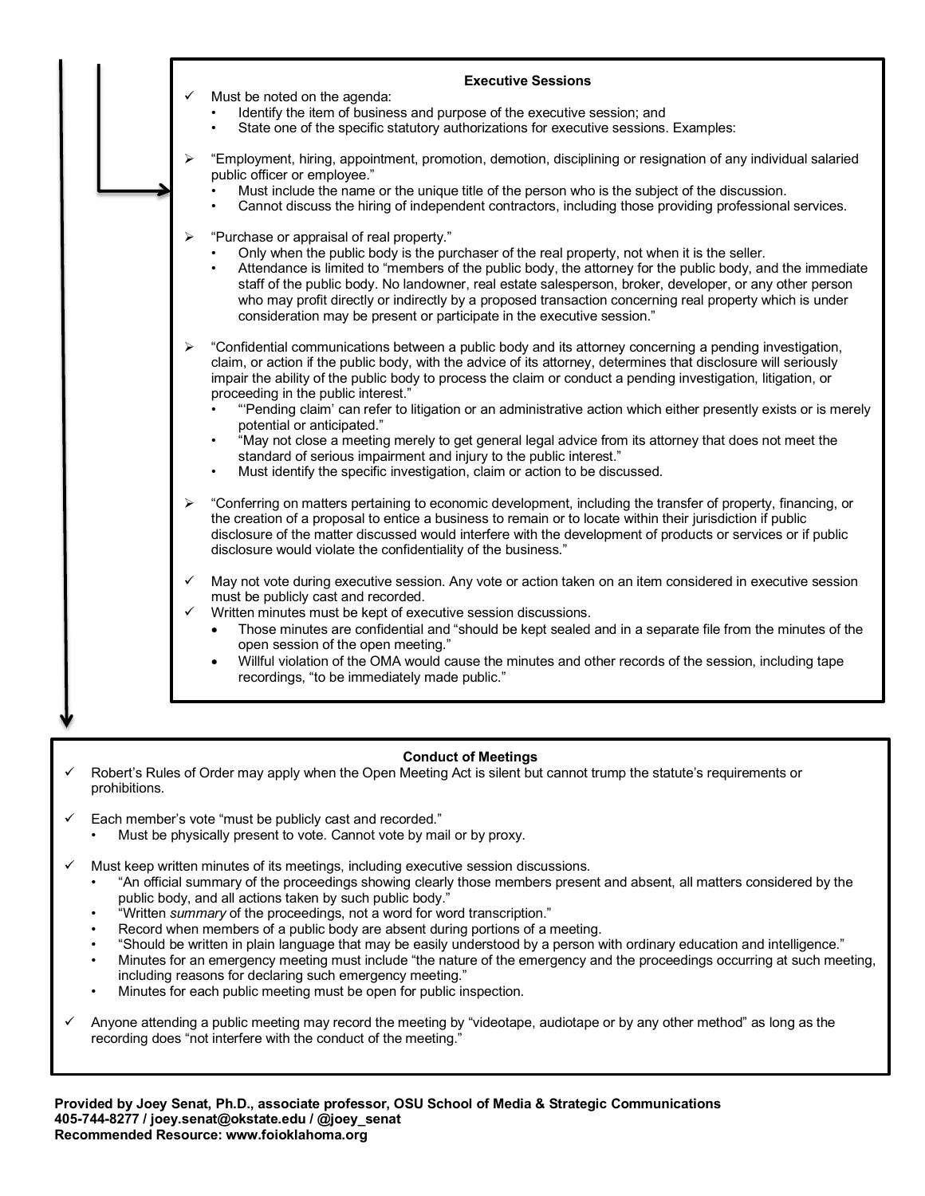## Executive Sessions

- ✓ Must be noted on the agenda:
  - Identify the item of business and purpose of the executive session; and
  - State one of the specific statutory authorizations for executive sessions. Examples:

- ➢ "Employment, hiring, appointment, promotion, demotion, disciplining or resignation of any individual salaried public officer or employee."
  - Must include the name or the unique title of the person who is the subject of the discussion.
  - Cannot discuss the hiring of independent contractors, including those providing professional services.

- ➢ "Purchase or appraisal of real property."
  - Only when the public body is the purchaser of the real property, not when it is the seller.
  - Attendance is limited to "members of the public body, the attorney for the public body, and the immediate staff of the public body. No landowner, real estate salesperson, broker, developer, or any other person who may profit directly or indirectly by a proposed transaction concerning real property which is under consideration may be present or participate in the executive session."

- ➢ "Confidential communications between a public body and its attorney concerning a pending investigation, claim, or action if the public body, with the advice of its attorney, determines that disclosure will seriously impair the ability of the public body to process the claim or conduct a pending investigation, litigation, or proceeding in the public interest."
  - "'Pending claim' can refer to litigation or an administrative action which either presently exists or is merely potential or anticipated."
  - "May not close a meeting merely to get general legal advice from its attorney that does not meet the standard of serious impairment and injury to the public interest."
  - Must identify the specific investigation, claim or action to be discussed.

- ➢ "Conferring on matters pertaining to economic development, including the transfer of property, financing, or the creation of a proposal to entice a business to remain or to locate within their jurisdiction if public disclosure of the matter discussed would interfere with the development of products or services or if public disclosure would violate the confidentiality of the business."

- ✓ May not vote during executive session. Any vote or action taken on an item considered in executive session must be publicly cast and recorded.
- ✓ Written minutes must be kept of executive session discussions.
  - Those minutes are confidential and "should be kept sealed and in a separate file from the minutes of the open session of the open meeting."
  - Willful violation of the OMA would cause the minutes and other records of the session, including tape recordings, "to be immediately made public."

## Conduct of Meetings

- ✓ Robert's Rules of Order may apply when the Open Meeting Act is silent but cannot trump the statute's requirements or prohibitions.

- ✓ Each member's vote "must be publicly cast and recorded."
  - Must be physically present to vote. Cannot vote by mail or by proxy.

- ✓ Must keep written minutes of its meetings, including executive session discussions.
  - "An official summary of the proceedings showing clearly those members present and absent, all matters considered by the public body, and all actions taken by such public body."
  - "Written *summary* of the proceedings, not a word for word transcription."
  - Record when members of a public body are absent during portions of a meeting.
  - "Should be written in plain language that may be easily understood by a person with ordinary education and intelligence."
  - Minutes for an emergency meeting must include "the nature of the emergency and the proceedings occurring at such meeting, including reasons for declaring such emergency meeting."
  - Minutes for each public meeting must be open for public inspection.

- ✓ Anyone attending a public meeting may record the meeting by "videotape, audiotape or by any other method" as long as the recording does "not interfere with the conduct of the meeting."

**Provided by Joey Senat, Ph.D., associate professor, OSU School of Media & Strategic Communications**
**405-744-8277 / joey.senat@okstate.edu / @joey_senat**
**Recommended Resource: www.foioklahoma.org**